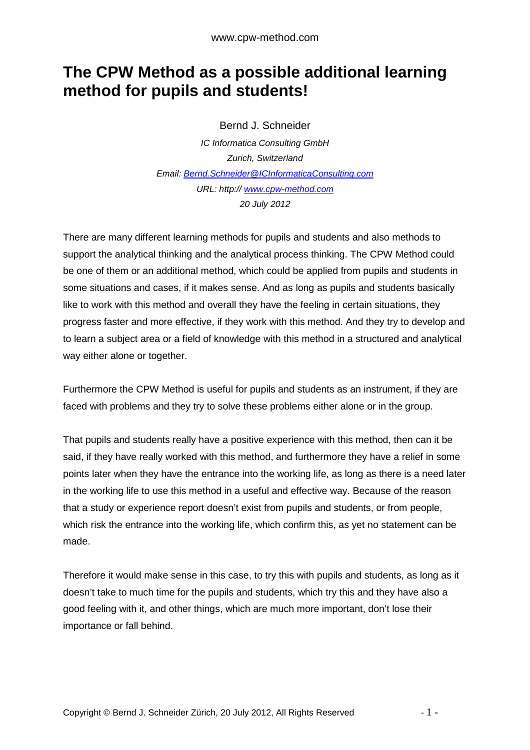# The CPW Method as a possible additional learning method for pupils and students!

Bernd J. Schneider

*IC Informatica Consulting GmbH*

*Zurich, Switzerland*

*Email: Bernd.Schneider@ICInformaticaConsulting.com*

*URL: http:// www.cpw-method.com*

*20 July 2012*

There are many different learning methods for pupils and students and also methods to support the analytical thinking and the analytical process thinking. The CPW Method could be one of them or an additional method, which could be applied from pupils and students in some situations and cases, if it makes sense. And as long as pupils and students basically like to work with this method and overall they have the feeling in certain situations, they progress faster and more effective, if they work with this method. And they try to develop and to learn a subject area or a field of knowledge with this method in a structured and analytical way either alone or together.

Furthermore the CPW Method is useful for pupils and students as an instrument, if they are faced with problems and they try to solve these problems either alone or in the group.

That pupils and students really have a positive experience with this method, then can it be said, if they have really worked with this method, and furthermore they have a relief in some points later when they have the entrance into the working life, as long as there is a need later in the working life to use this method in a useful and effective way. Because of the reason that a study or experience report doesn't exist from pupils and students, or from people, which risk the entrance into the working life, which confirm this, as yet no statement can be made.

Therefore it would make sense in this case, to try this with pupils and students, as long as it doesn't take to much time for the pupils and students, which try this and they have also a good feeling with it, and other things, which are much more important, don't lose their importance or fall behind.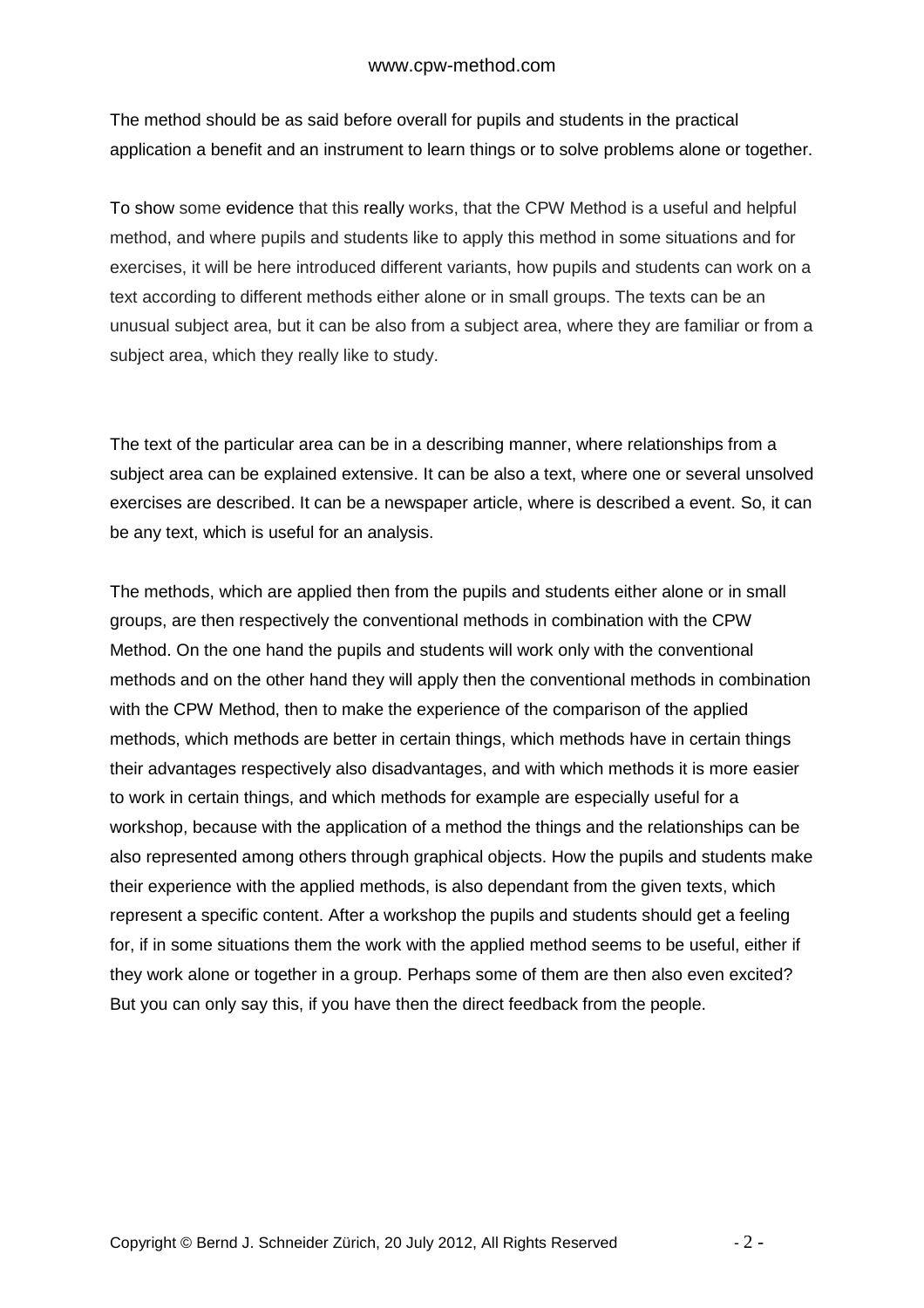The method should be as said before overall for pupils and students in the practical application a benefit and an instrument to learn things or to solve problems alone or together.

To show some evidence that this really works, that the CPW Method is a useful and helpful method, and where pupils and students like to apply this method in some situations and for exercises, it will be here introduced different variants, how pupils and students can work on a text according to different methods either alone or in small groups. The texts can be an unusual subject area, but it can be also from a subject area, where they are familiar or from a subject area, which they really like to study.

The text of the particular area can be in a describing manner, where relationships from a subject area can be explained extensive. It can be also a text, where one or several unsolved exercises are described. It can be a newspaper article, where is described a event. So, it can be any text, which is useful for an analysis.

The methods, which are applied then from the pupils and students either alone or in small groups, are then respectively the conventional methods in combination with the CPW Method. On the one hand the pupils and students will work only with the conventional methods and on the other hand they will apply then the conventional methods in combination with the CPW Method, then to make the experience of the comparison of the applied methods, which methods are better in certain things, which methods have in certain things their advantages respectively also disadvantages, and with which methods it is more easier to work in certain things, and which methods for example are especially useful for a workshop, because with the application of a method the things and the relationships can be also represented among others through graphical objects. How the pupils and students make their experience with the applied methods, is also dependant from the given texts, which represent a specific content. After a workshop the pupils and students should get a feeling for, if in some situations them the work with the applied method seems to be useful, either if they work alone or together in a group. Perhaps some of them are then also even excited? But you can only say this, if you have then the direct feedback from the people.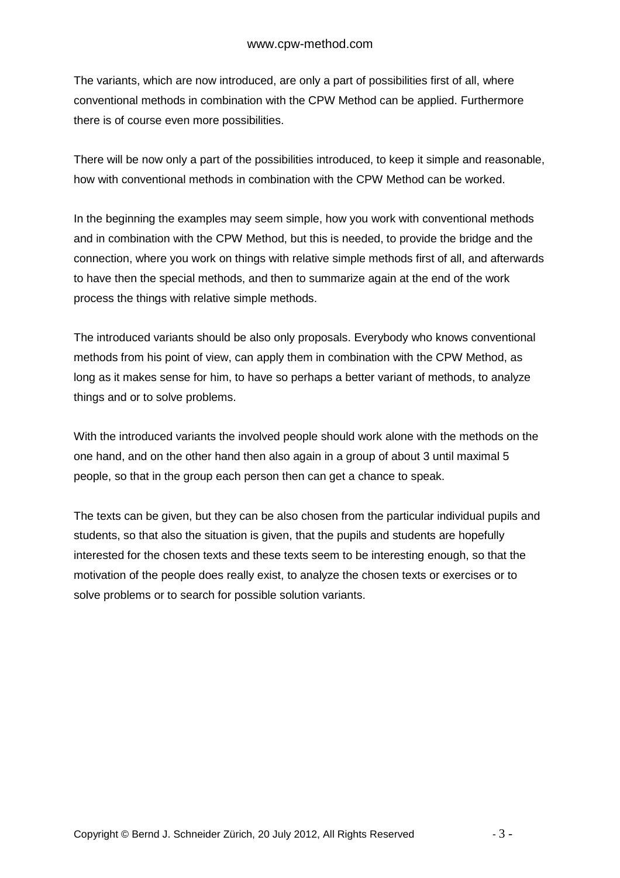The variants, which are now introduced, are only a part of possibilities first of all, where conventional methods in combination with the CPW Method can be applied. Furthermore there is of course even more possibilities.

There will be now only a part of the possibilities introduced, to keep it simple and reasonable, how with conventional methods in combination with the CPW Method can be worked.

In the beginning the examples may seem simple, how you work with conventional methods and in combination with the CPW Method, but this is needed, to provide the bridge and the connection, where you work on things with relative simple methods first of all, and afterwards to have then the special methods, and then to summarize again at the end of the work process the things with relative simple methods.

The introduced variants should be also only proposals. Everybody who knows conventional methods from his point of view, can apply them in combination with the CPW Method, as long as it makes sense for him, to have so perhaps a better variant of methods, to analyze things and or to solve problems.

With the introduced variants the involved people should work alone with the methods on the one hand, and on the other hand then also again in a group of about 3 until maximal 5 people, so that in the group each person then can get a chance to speak.

The texts can be given, but they can be also chosen from the particular individual pupils and students, so that also the situation is given, that the pupils and students are hopefully interested for the chosen texts and these texts seem to be interesting enough, so that the motivation of the people does really exist, to analyze the chosen texts or exercises or to solve problems or to search for possible solution variants.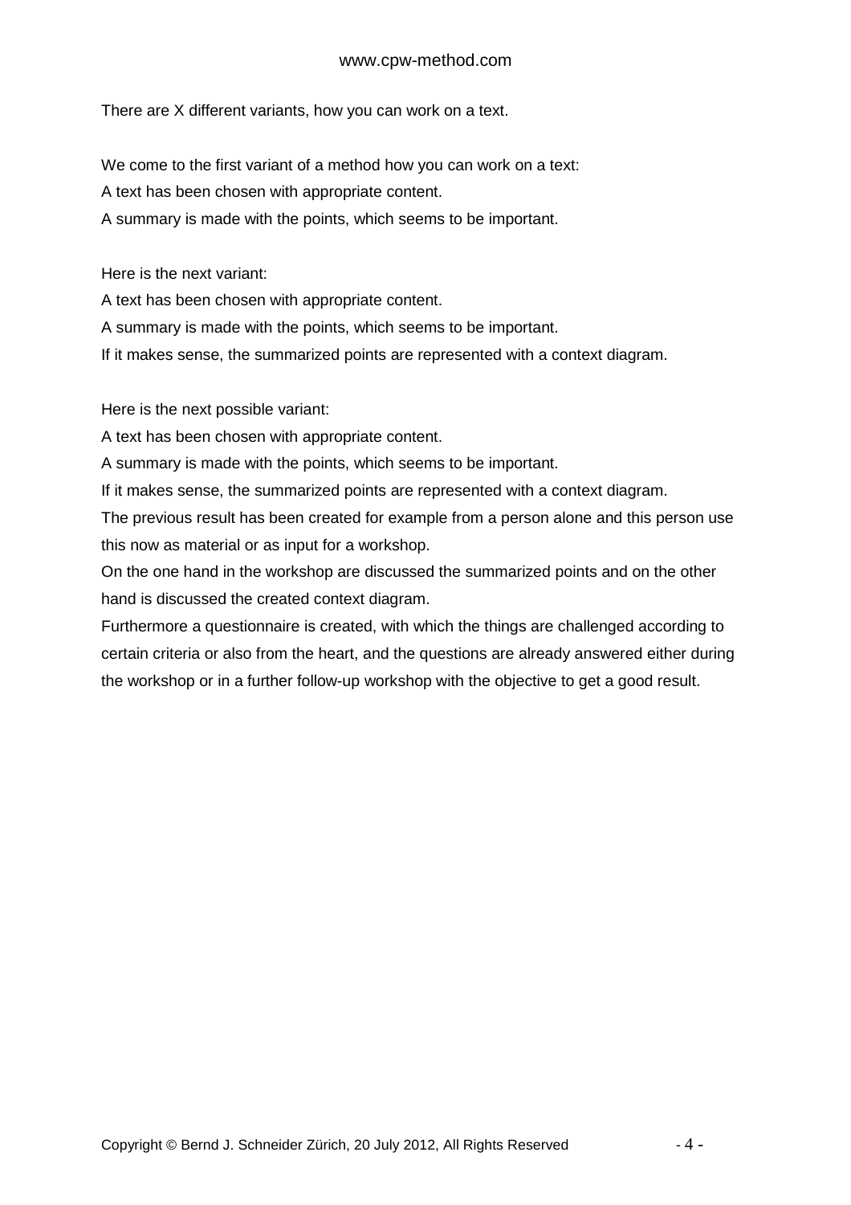There are X different variants, how you can work on a text.

We come to the first variant of a method how you can work on a text:
A text has been chosen with appropriate content.
A summary is made with the points, which seems to be important.

Here is the next variant:
A text has been chosen with appropriate content.
A summary is made with the points, which seems to be important.
If it makes sense, the summarized points are represented with a context diagram.

Here is the next possible variant:
A text has been chosen with appropriate content.
A summary is made with the points, which seems to be important.
If it makes sense, the summarized points are represented with a context diagram.
The previous result has been created for example from a person alone and this person use this now as material or as input for a workshop.
On the one hand in the workshop are discussed the summarized points and on the other hand is discussed the created context diagram.
Furthermore a questionnaire is created, with which the things are challenged according to certain criteria or also from the heart, and the questions are already answered either during the workshop or in a further follow-up workshop with the objective to get a good result.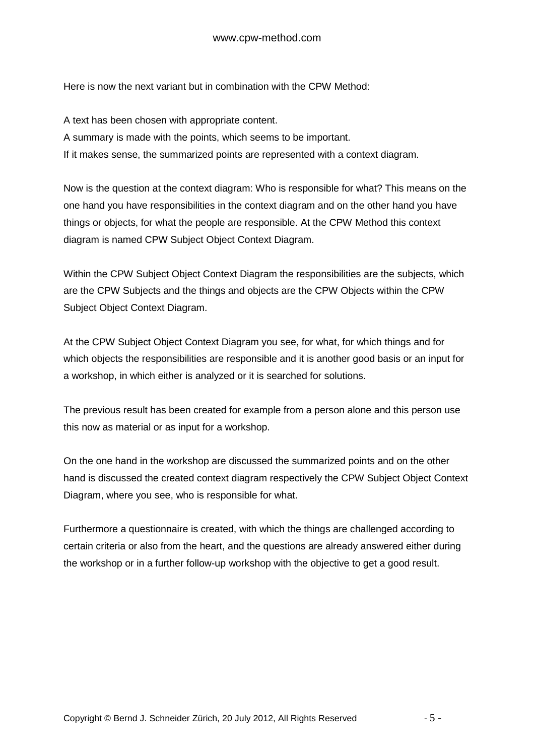Here is now the next variant but in combination with the CPW Method:

A text has been chosen with appropriate content.
A summary is made with the points, which seems to be important.
If it makes sense, the summarized points are represented with a context diagram.

Now is the question at the context diagram: Who is responsible for what? This means on the one hand you have responsibilities in the context diagram and on the other hand you have things or objects, for what the people are responsible. At the CPW Method this context diagram is named CPW Subject Object Context Diagram.

Within the CPW Subject Object Context Diagram the responsibilities are the subjects, which are the CPW Subjects and the things and objects are the CPW Objects within the CPW Subject Object Context Diagram.

At the CPW Subject Object Context Diagram you see, for what, for which things and for which objects the responsibilities are responsible and it is another good basis or an input for a workshop, in which either is analyzed or it is searched for solutions.

The previous result has been created for example from a person alone and this person use this now as material or as input for a workshop.

On the one hand in the workshop are discussed the summarized points and on the other hand is discussed the created context diagram respectively the CPW Subject Object Context Diagram, where you see, who is responsible for what.

Furthermore a questionnaire is created, with which the things are challenged according to certain criteria or also from the heart, and the questions are already answered either during the workshop or in a further follow-up workshop with the objective to get a good result.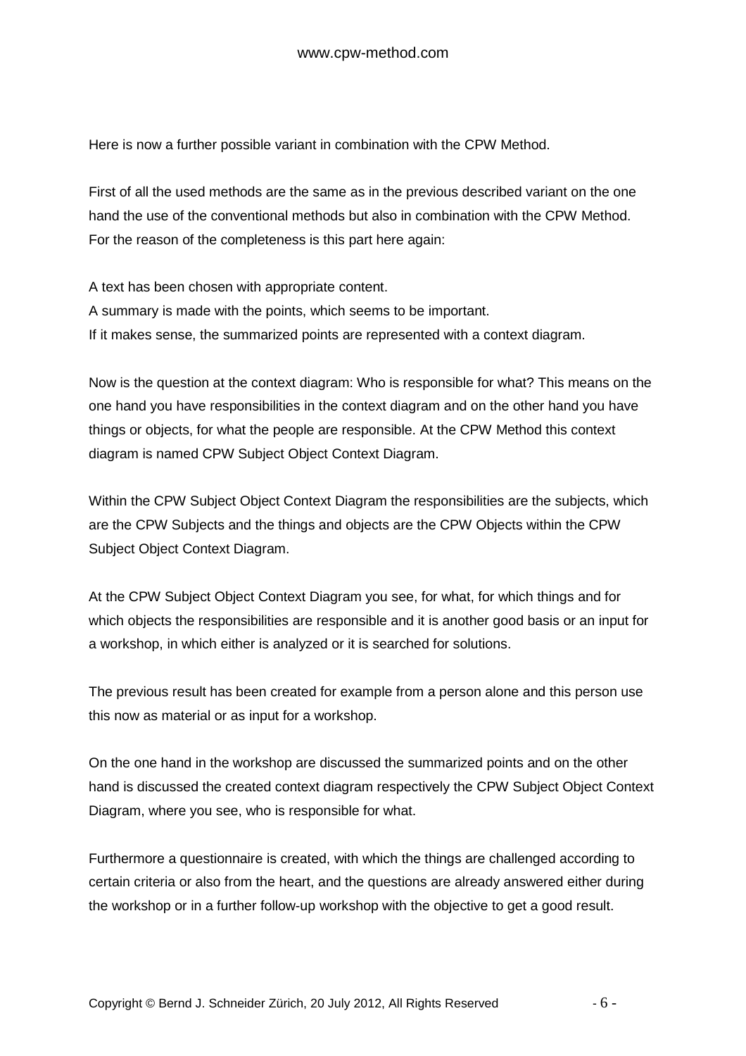Here is now a further possible variant in combination with the CPW Method.

First of all the used methods are the same as in the previous described variant on the one hand the use of the conventional methods but also in combination with the CPW Method. For the reason of the completeness is this part here again:

A text has been chosen with appropriate content.
A summary is made with the points, which seems to be important.
If it makes sense, the summarized points are represented with a context diagram.

Now is the question at the context diagram: Who is responsible for what? This means on the one hand you have responsibilities in the context diagram and on the other hand you have things or objects, for what the people are responsible. At the CPW Method this context diagram is named CPW Subject Object Context Diagram.

Within the CPW Subject Object Context Diagram the responsibilities are the subjects, which are the CPW Subjects and the things and objects are the CPW Objects within the CPW Subject Object Context Diagram.

At the CPW Subject Object Context Diagram you see, for what, for which things and for which objects the responsibilities are responsible and it is another good basis or an input for a workshop, in which either is analyzed or it is searched for solutions.

The previous result has been created for example from a person alone and this person use this now as material or as input for a workshop.

On the one hand in the workshop are discussed the summarized points and on the other hand is discussed the created context diagram respectively the CPW Subject Object Context Diagram, where you see, who is responsible for what.

Furthermore a questionnaire is created, with which the things are challenged according to certain criteria or also from the heart, and the questions are already answered either during the workshop or in a further follow-up workshop with the objective to get a good result.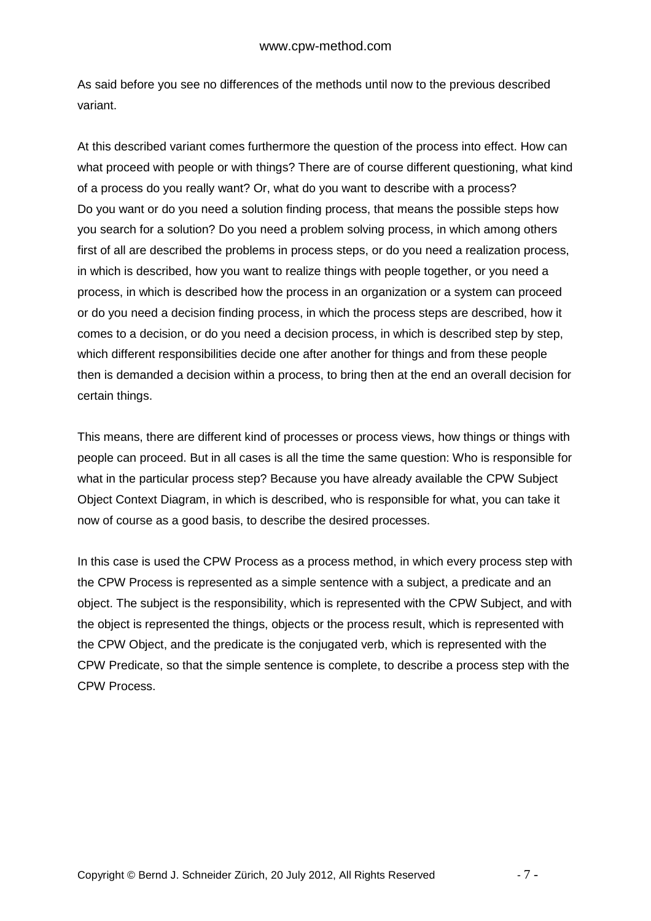As said before you see no differences of the methods until now to the previous described variant.

At this described variant comes furthermore the question of the process into effect. How can what proceed with people or with things? There are of course different questioning, what kind of a process do you really want? Or, what do you want to describe with a process? Do you want or do you need a solution finding process, that means the possible steps how you search for a solution? Do you need a problem solving process, in which among others first of all are described the problems in process steps, or do you need a realization process, in which is described, how you want to realize things with people together, or you need a process, in which is described how the process in an organization or a system can proceed or do you need a decision finding process, in which the process steps are described, how it comes to a decision, or do you need a decision process, in which is described step by step, which different responsibilities decide one after another for things and from these people then is demanded a decision within a process, to bring then at the end an overall decision for certain things.

This means, there are different kind of processes or process views, how things or things with people can proceed. But in all cases is all the time the same question: Who is responsible for what in the particular process step? Because you have already available the CPW Subject Object Context Diagram, in which is described, who is responsible for what, you can take it now of course as a good basis, to describe the desired processes.

In this case is used the CPW Process as a process method, in which every process step with the CPW Process is represented as a simple sentence with a subject, a predicate and an object. The subject is the responsibility, which is represented with the CPW Subject, and with the object is represented the things, objects or the process result, which is represented with the CPW Object, and the predicate is the conjugated verb, which is represented with the CPW Predicate, so that the simple sentence is complete, to describe a process step with the CPW Process.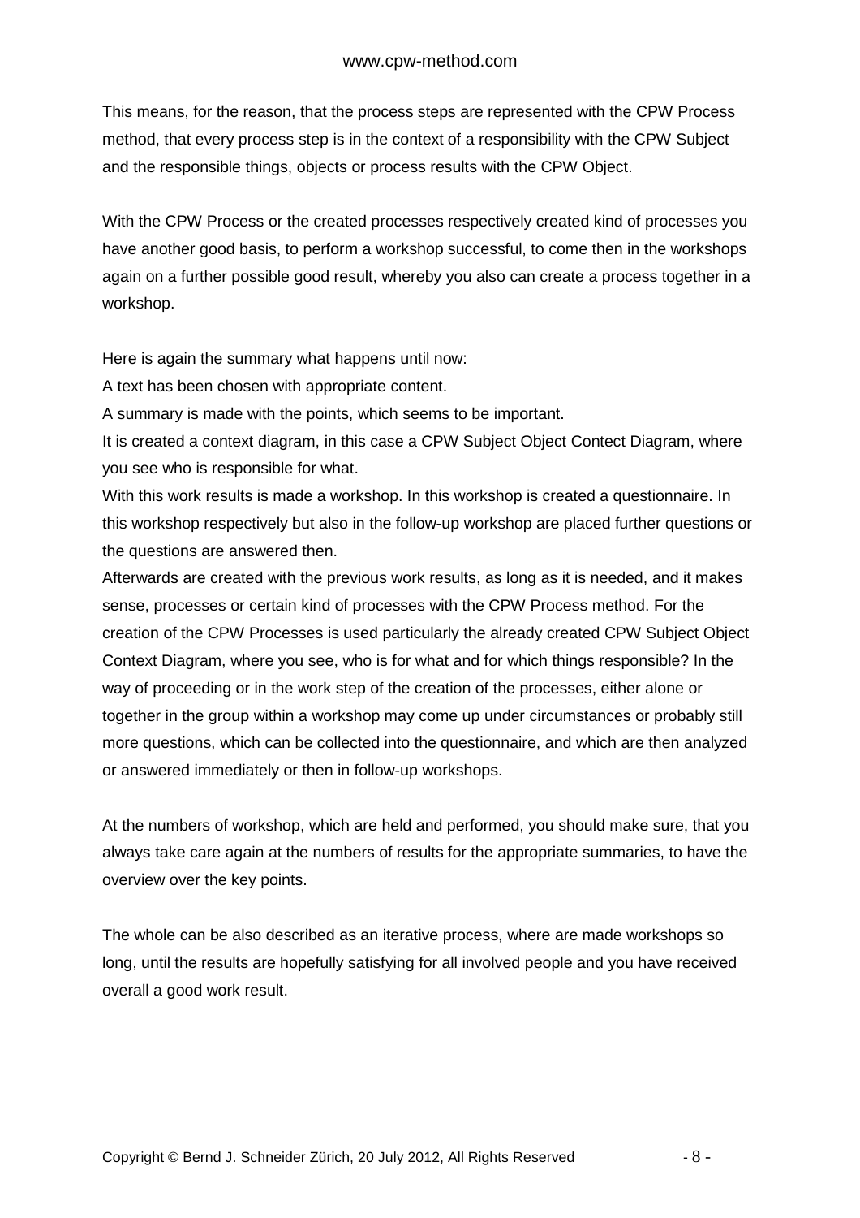This means, for the reason, that the process steps are represented with the CPW Process method, that every process step is in the context of a responsibility with the CPW Subject and the responsible things, objects or process results with the CPW Object.

With the CPW Process or the created processes respectively created kind of processes you have another good basis, to perform a workshop successful, to come then in the workshops again on a further possible good result, whereby you also can create a process together in a workshop.

Here is again the summary what happens until now:
A text has been chosen with appropriate content.
A summary is made with the points, which seems to be important.
It is created a context diagram, in this case a CPW Subject Object Contect Diagram, where you see who is responsible for what.
With this work results is made a workshop. In this workshop is created a questionnaire. In this workshop respectively but also in the follow-up workshop are placed further questions or the questions are answered then.
Afterwards are created with the previous work results, as long as it is needed, and it makes sense, processes or certain kind of processes with the CPW Process method. For the creation of the CPW Processes is used particularly the already created CPW Subject Object Context Diagram, where you see, who is for what and for which things responsible? In the way of proceeding or in the work step of the creation of the processes, either alone or together in the group within a workshop may come up under circumstances or probably still more questions, which can be collected into the questionnaire, and which are then analyzed or answered immediately or then in follow-up workshops.

At the numbers of workshop, which are held and performed, you should make sure, that you always take care again at the numbers of results for the appropriate summaries, to have the overview over the key points.

The whole can be also described as an iterative process, where are made workshops so long, until the results are hopefully satisfying for all involved people and you have received overall a good work result.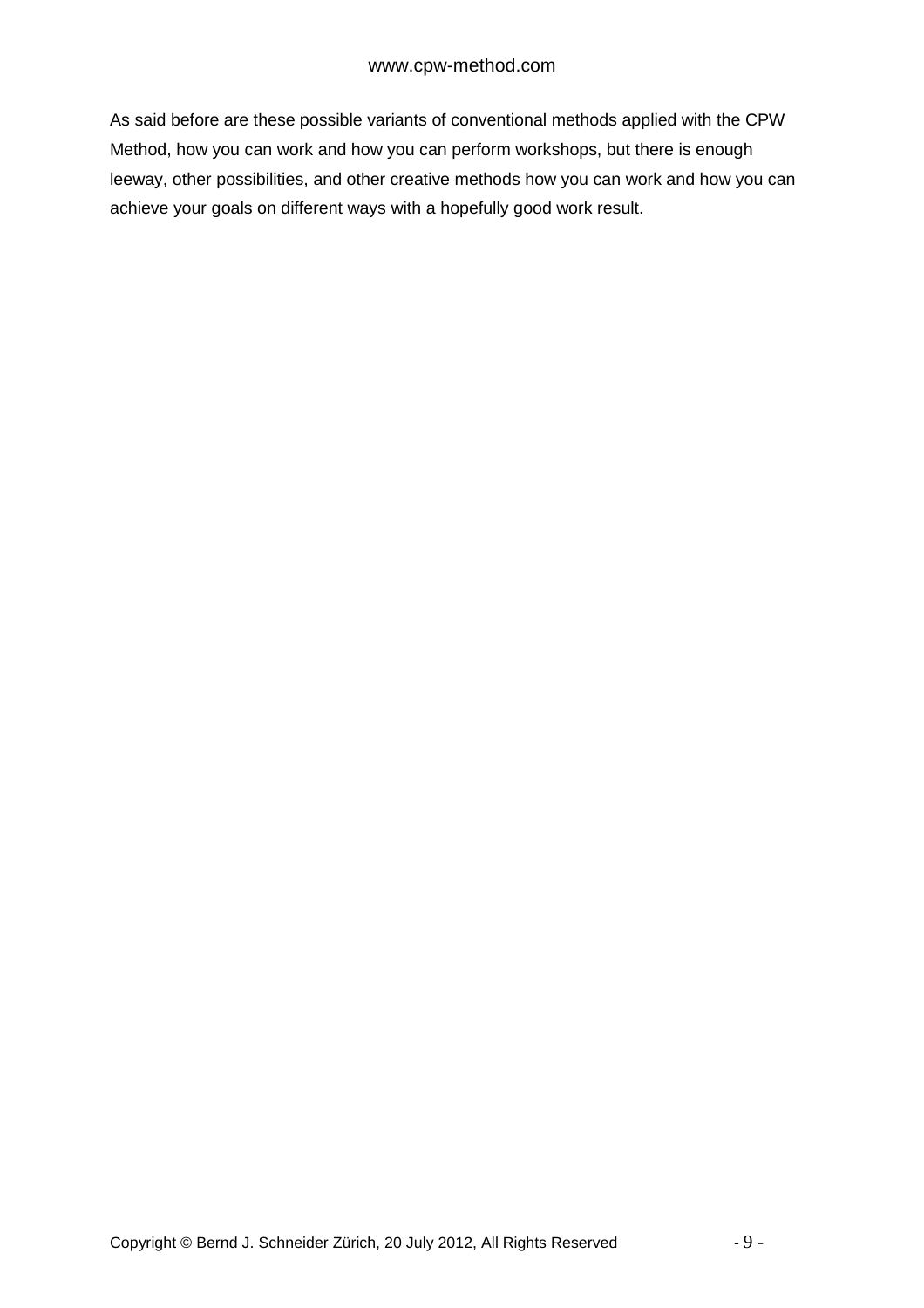As said before are these possible variants of conventional methods applied with the CPW Method, how you can work and how you can perform workshops, but there is enough leeway, other possibilities, and other creative methods how you can work and how you can achieve your goals on different ways with a hopefully good work result.